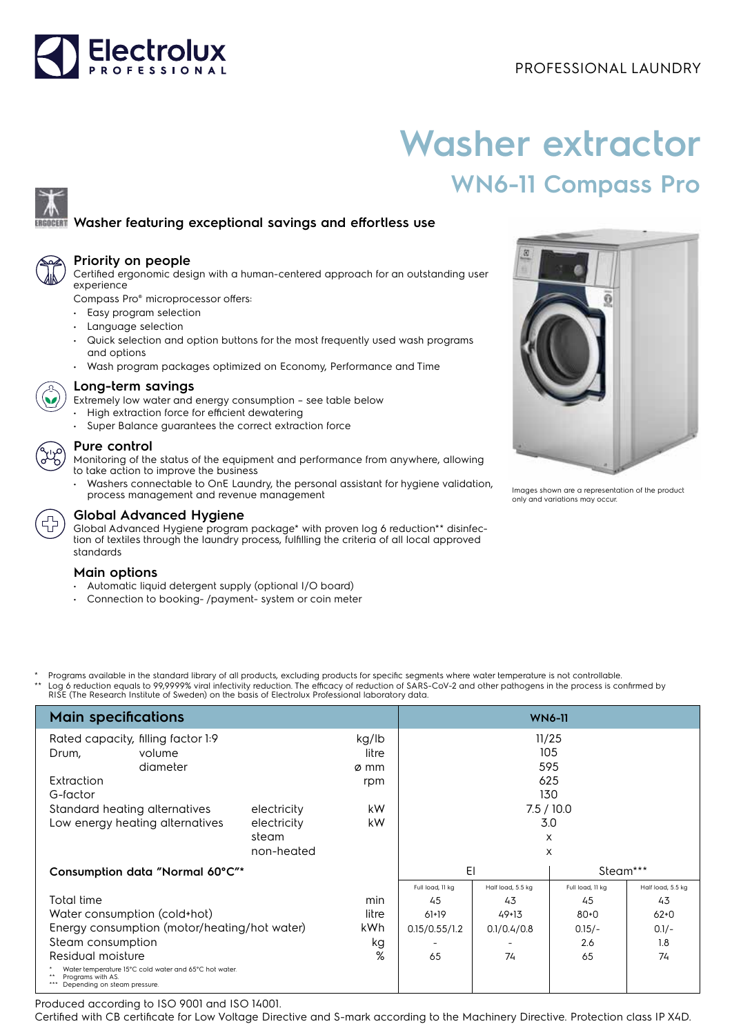PROFESSIONAL LAUNDRY

# Washer extractor

## WN6-11 Compass Pro

### Washer featuring exceptional savings and effortless use

### Priority on people

Certified ergonomic design with a human-centered approach for an outstanding user experience

Compass Pro® microprocessor offers:

- Easy program selection
- Language selection
- Quick selection and option buttons for the most frequently used wash programs and options
- Wash program packages optimized on Economy, Performance and Time

### Long-term savings

Extremely low water and energy consumption – see table below

- High extraction force for efficient dewatering
- Super Balance guarantees the correct extraction force

### Pure control

Monitoring of the status of the equipment and performance from anywhere, allowing to take action to improve the business

- Washers connectable to OnE Laundry, the personal assistant for hygiene validation, process management and revenue management

### Global Advanced Hygiene

Global Advanced Hygiene program package* with proven log 6 reduction** disinfection of textiles through the laundry process, fulfilling the criteria of all local approved standards

### Main options

- Automatic liquid detergent supply (optional I/O board)
- Connection to booking- /payment- system or coin meter

Images shown are a representation of the product only and variations may occur.

\* Programs available in the standard library of all products, excluding products for specific segments where water temperature is not controllable.
\** Log 6 reduction equals to 99,9999% viral infectivity reduction. The efficacy of reduction of SARS-CoV-2 and other pathogens in the process is confirmed by RISE (The Research Institute of Sweden) on the basis of Electrolux Professional laboratory data.

| Main specifications | | | WN6-11 | | | |
|---|---|---|---|---|---|---|
| Rated capacity, filling factor 1:9 | | kg/lb | 11/25 | | | |
| Drum, volume | | litre | 105 | | | |
| Drum, diameter | | ø mm | 595 | | | |
| Extraction | | rpm | 625 | | | |
| G-factor | | | 130 | | | |
| Standard heating alternatives | electricity | kW | 7.5 / 10.0 | | | |
| Low energy heating alternatives | electricity | kW | 3.0 | | | |
| | steam | | x | | | |
| | non-heated | | x | | | |
| **Consumption data "Normal 60°C"*** | | | El | | Steam*** | |
| | | | Full load, 11 kg | Half load, 5.5 kg | Full load, 11 kg | Half load, 5.5 kg |
| Total time | | min | 45 | 43 | 45 | 43 |
| Water consumption (cold+hot) | | litre | 61+19 | 49+13 | 80+0 | 62+0 |
| Energy consumption (motor/heating/hot water) | | kWh | 0.15/0.55/1.2 | 0.1/0.4/0.8 | 0.15/- | 0.1/- |
| Steam consumption | | kg | - | - | 2.6 | 1.8 |
| Residual moisture | | % | 65 | 74 | 65 | 74 |

\* Water temperature 15°C cold water and 65°C hot water.
\** Programs with AS.
\*** Depending on steam pressure.

Produced according to ISO 9001 and ISO 14001.
Certified with CB certificate for Low Voltage Directive and S-mark according to the Machinery Directive. Protection class IP X4D.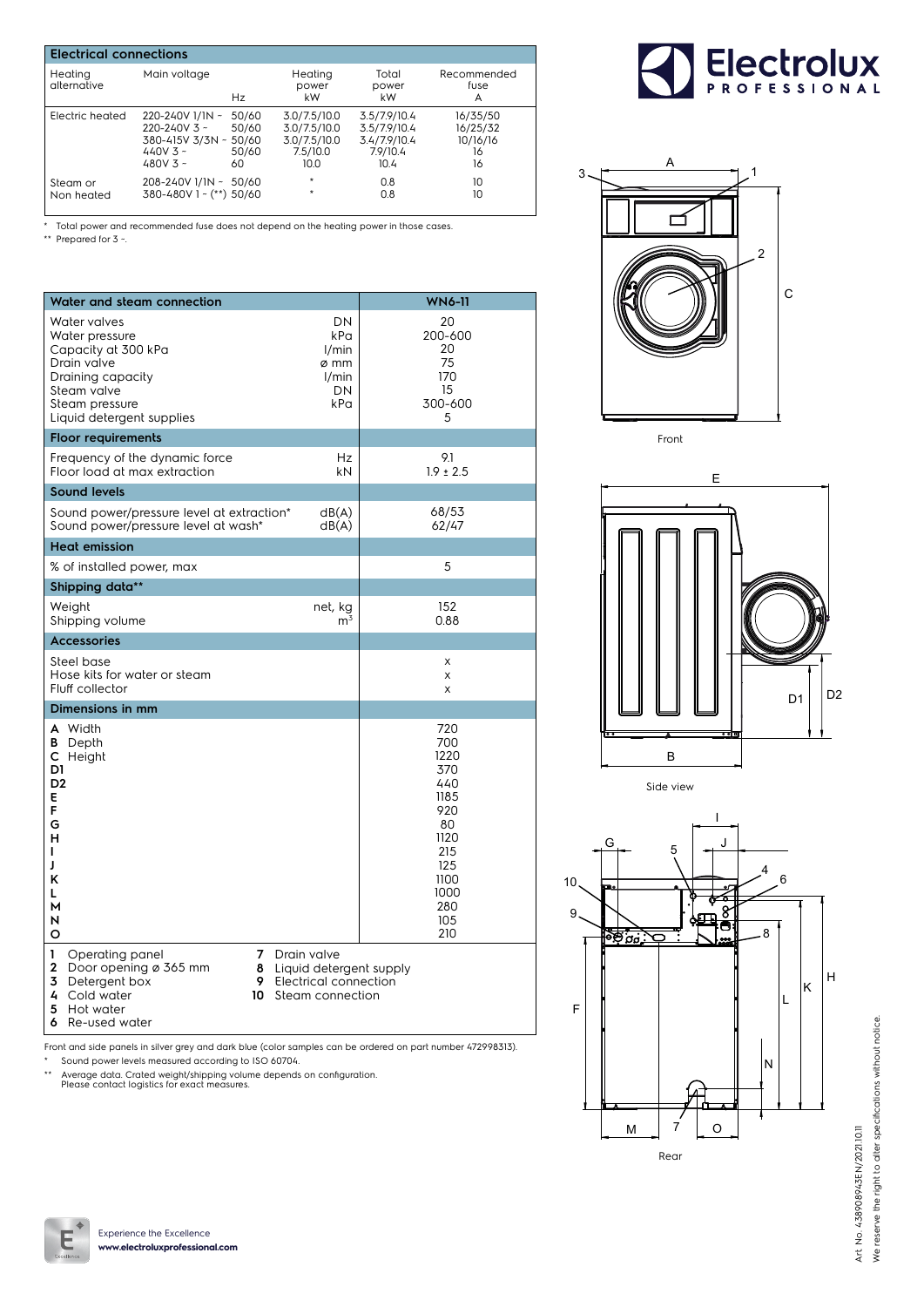## Electrical connections

| Heating alternative | Main voltage | Hz | Heating power kW | Total power kW | Recommended fuse A |
|---|---|---|---|---|---|
| Electric heated | 220-240V 1/1N ~ | 50/60 | 3.0/7.5/10.0 | 3.5/7.9/10.4 | 16/35/50 |
| | 220-240V 3 ~ | 50/60 | 3.0/7.5/10.0 | 3.5/7.9/10.4 | 16/25/32 |
| | 380-415V 3/3N ~ | 50/60 | 3.0/7.5/10.0 | 3.4/7.9/10.4 | 10/16/16 |
| | 440V 3 ~ | 50/60 | 7.5/10.0 | 7.9/10.4 | 16 |
| | 480V 3 ~ | 60 | 10.0 | 10.4 | 16 |
| Steam or | 208-240V 1/1N ~ | 50/60 | * | 0.8 | 10 |
| Non heated | 380-480V 1 ~ (**) | 50/60 | * | 0.8 | 10 |

\* Total power and recommended fuse does not depend on the heating power in those cases.
\*\* Prepared for 3 ~.

| Water and steam connection | | WN6-11 |
|---|---|---|
| Water valves | DN | 20 |
| Water pressure | kPa | 200-600 |
| Capacity at 300 kPa | l/min | 20 |
| Drain valve | ø mm | 75 |
| Draining capacity | l/min | 170 |
| Steam valve | DN | 15 |
| Steam pressure | kPa | 300-600 |
| Liquid detergent supplies | | 5 |
| **Floor requirements** | | |
| Frequency of the dynamic force | Hz | 9.1 |
| Floor load at max extraction | kN | 1.9 ± 2.5 |
| **Sound levels** | | |
| Sound power/pressure level at extraction* | dB(A) | 68/53 |
| Sound power/pressure level at wash* | dB(A) | 62/47 |
| **Heat emission** | | |
| % of installed power, max | | 5 |
| **Shipping data\*\*** | | |
| Weight | net, kg | 152 |
| Shipping volume | $m^3$ | 0.88 |
| **Accessories** | | |
| Steel base | | x |
| Hose kits for water or steam | | x |
| Fluff collector | | x |
| **Dimensions in mm** | | |
| **A** Width | | 720 |
| **B** Depth | | 700 |
| **C** Height | | 1220 |
| **D1** | | 370 |
| **D2** | | 440 |
| **E** | | 1185 |
| **F** | | 920 |
| **G** | | 80 |
| **H** | | 1120 |
| **I** | | 215 |
| **J** | | 125 |
| **K** | | 1100 |
| **L** | | 1000 |
| **M** | | 280 |
| **N** | | 105 |
| **O** | | 210 |

1. Operating panel
2. Door opening ø 365 mm
3. Detergent box
4. Cold water
5. Hot water
6. Re-used water
7. Drain valve
8. Liquid detergent supply
9. Electrical connection
10. Steam connection

Front and side panels in silver grey and dark blue (color samples can be ordered on part number 472998313).

\* Sound power levels measured according to ISO 60704.

\*\* Average data. Crated weight/shipping volume depends on configuration.
Please contact logistics for exact measures.

Front

Side view

Rear

Experience the Excellence
**www.electroluxprofessional.com**

Art. No. 438908943EN/2021.10.11
We reserve the right to alter specifications without notice.